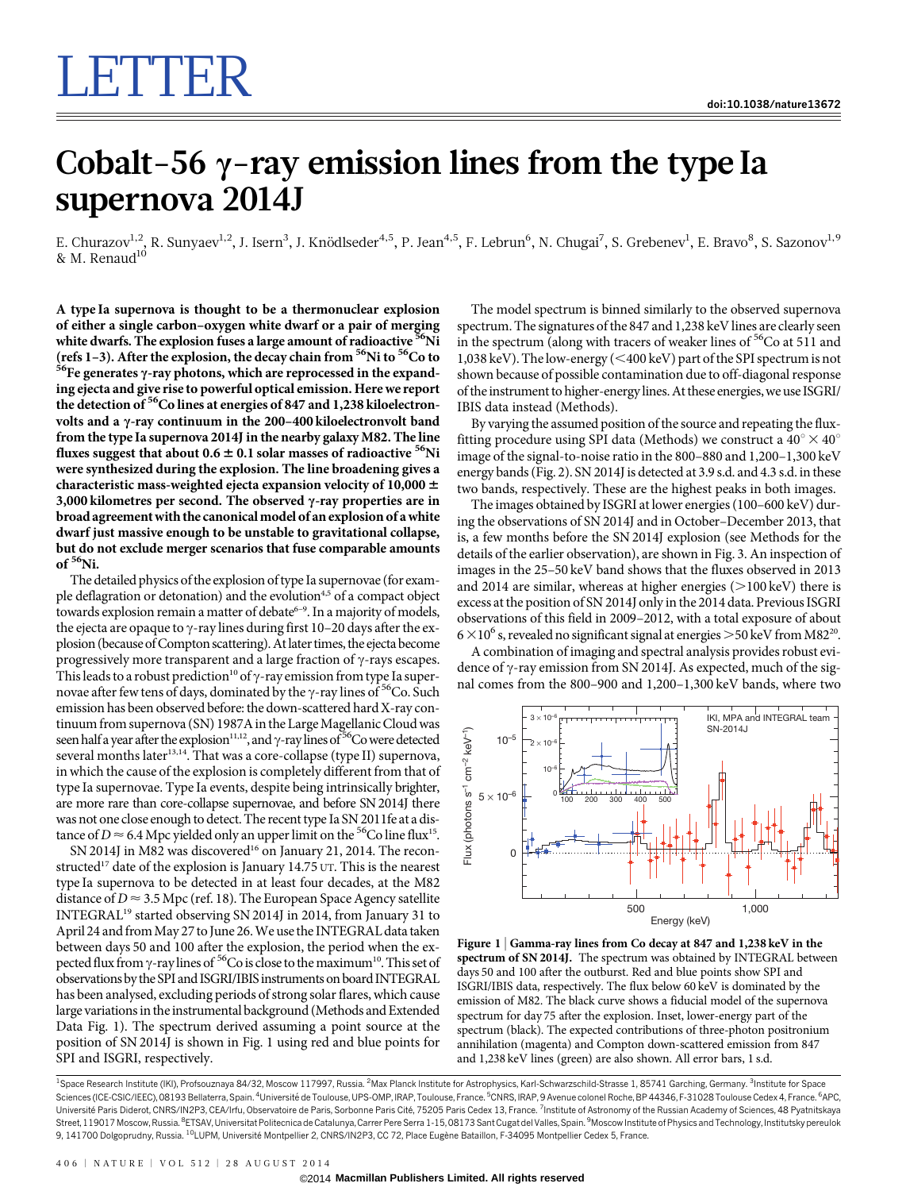# LETTER

doi:10.1038/nature13672

# Cobalt-56 γ-ray emission lines from the type Ia supernova 2014J

E. Churazov[1,2], R. Sunyaev[1,2], J. Isern[3], J. Knödlseder[4,5], P. Jean[4,5], F. Lebrun[6], N. Chugai[7], S. Grebenev[1], E. Bravo[8], S. Sazonov[1,9] & M. Renaud[10]

**A type Ia supernova is thought to be a thermonuclear explosion of either a single carbon–oxygen white dwarf or a pair of merging white dwarfs. The explosion fuses a large amount of radioactive $^{56}$Ni (refs 1–3). After the explosion, the decay chain from $^{56}$Ni to $^{56}$Co to $^{56}$Fe generates γ-ray photons, which are reprocessed in the expanding ejecta and give rise to powerful optical emission. Here we report the detection of $^{56}$Co lines at energies of 847 and 1,238 kiloelectronvolts and a γ-ray continuum in the 200–400 kiloelectronvolt band from the type Ia supernova 2014J in the nearby galaxy M82. The line fluxes suggest that about 0.6 ± 0.1 solar masses of radioactive $^{56}$Ni were synthesized during the explosion. The line broadening gives a characteristic mass-weighted ejecta expansion velocity of 10,000 ± 3,000 kilometres per second. The observed γ-ray properties are in broad agreement with the canonical model of an explosion of a white dwarf just massive enough to be unstable to gravitational collapse, but do not exclude merger scenarios that fuse comparable amounts of $^{56}$Ni.**

The detailed physics of the explosion of type Ia supernovae (for example deflagration or detonation) and the evolution[4,5] of a compact object towards explosion remain a matter of debate[6–9]. In a majority of models, the ejecta are opaque to γ-ray lines during first 10–20 days after the explosion (because of Compton scattering). At later times, the ejecta become progressively more transparent and a large fraction of γ-rays escapes. This leads to a robust prediction[10] of γ-ray emission from type Ia supernovae after few tens of days, dominated by the γ-ray lines of $^{56}$Co. Such emission has been observed before: the down-scattered hard X-ray continuum from supernova (SN) 1987A in the Large Magellanic Cloud was seen half a year after the explosion[11,12], and γ-ray lines of $^{56}$Co were detected several months later[13,14]. That was a core-collapse (type II) supernova, in which the cause of the explosion is completely different from that of type Ia supernovae. Type Ia events, despite being intrinsically brighter, are more rare than core-collapse supernovae, and before SN 2014J there was not one close enough to detect. The recent type Ia SN 2011fe at a distance of $D \approx 6.4$ Mpc yielded only an upper limit on the $^{56}$Co line flux[15].

SN 2014J in M82 was discovered[16] on January 21, 2014. The reconstructed[17] date of the explosion is January 14.75 UT. This is the nearest type Ia supernova to be detected in at least four decades, at the M82 distance of $D \approx 3.5$ Mpc (ref. 18). The European Space Agency satellite INTEGRAL[19] started observing SN 2014J in 2014, from January 31 to April 24 and from May 27 to June 26. We use the INTEGRAL data taken between days 50 and 100 after the explosion, the period when the expected flux from γ-ray lines of $^{56}$Co is close to the maximum[10]. This set of observations by the SPI and ISGRI/IBIS instruments on board INTEGRAL has been analysed, excluding periods of strong solar flares, which cause large variations in the instrumental background (Methods and Extended Data Fig. 1). The spectrum derived assuming a point source at the position of SN 2014J is shown in Fig. 1 using red and blue points for SPI and ISGRI, respectively.

The model spectrum is binned similarly to the observed supernova spectrum. The signatures of the 847 and 1,238 keV lines are clearly seen in the spectrum (along with tracers of weaker lines of $^{56}$Co at 511 and 1,038 keV). The low-energy (<400 keV) part of the SPI spectrum is not shown because of possible contamination due to off-diagonal response of the instrument to higher-energy lines. At these energies, we use ISGRI/IBIS data instead (Methods).

By varying the assumed position of the source and repeating the flux-fitting procedure using SPI data (Methods) we construct a $40^{\circ} \times 40^{\circ}$ image of the signal-to-noise ratio in the 800–880 and 1,200–1,300 keV energy bands (Fig. 2). SN 2014J is detected at 3.9 s.d. and 4.3 s.d. in these two bands, respectively. These are the highest peaks in both images.

The images obtained by ISGRI at lower energies (100–600 keV) during the observations of SN 2014J and in October–December 2013, that is, a few months before the SN 2014J explosion (see Methods for the details of the earlier observation), are shown in Fig. 3. An inspection of images in the 25–50 keV band shows that the fluxes observed in 2013 and 2014 are similar, whereas at higher energies (>100 keV) there is excess at the position of SN 2014J only in the 2014 data. Previous ISGRI observations of this field in 2009–2012, with a total exposure of about $6 \times 10^6$ s, revealed no significant signal at energies >50 keV from M82[20].

A combination of imaging and spectral analysis provides robust evidence of γ-ray emission from SN 2014J. As expected, much of the signal comes from the 800–900 and 1,200–1,300 keV bands, where two

**Figure 1 | Gamma-ray lines from Co decay at 847 and 1,238 keV in the spectrum of SN 2014J.** The spectrum was obtained by INTEGRAL between days 50 and 100 after the outburst. Red and blue points show SPI and ISGRI/IBIS data, respectively. The flux below 60 keV is dominated by the emission of M82. The black curve shows a fiducial model of the supernova spectrum for day 75 after the explosion. Inset, lower-energy part of the spectrum (black). The expected contributions of three-photon positronium annihilation (magenta) and Compton down-scattered emission from 847 and 1,238 keV lines (green) are also shown. All error bars, 1 s.d.

[1]Space Research Institute (IKI), Profsouznaya 84/32, Moscow 117997, Russia. [2]Max Planck Institute for Astrophysics, Karl-Schwarzschild-Strasse 1, 85741 Garching, Germany. [3]Institute for Space Sciences (ICE-CSIC/IEEC), 08193 Bellaterra, Spain. [4]Université de Toulouse, UPS-OMP, IRAP, Toulouse, France. [5]CNRS, IRAP, 9 Avenue colonel Roche, BP 44346, F-31028 Toulouse Cedex 4, France. [6]APC, Université Paris Diderot, CNRS/IN2P3, CEA/Irfu, Observatoire de Paris, Sorbonne Paris Cité, 75205 Paris Cedex 13, France. [7]Institute of Astronomy of the Russian Academy of Sciences, 48 Pyatnitskaya Street, 119017 Moscow, Russia. [8]ETSAV, Universitat Politecnica de Catalunya, Carrer Pere Serra 1-15, 08173 Sant Cugat del Valles, Spain. [9]Moscow Institute of Physics and Technology, Institutsky pereulok 9, 141700 Dolgoprudny, Russia. [10]LUPM, Université Montpellier 2, CNRS/IN2P3, CC 72, Place Eugène Bataillon, F-34095 Montpellier Cedex 5, France.

©2014 Macmillan Publishers Limited. All rights reserved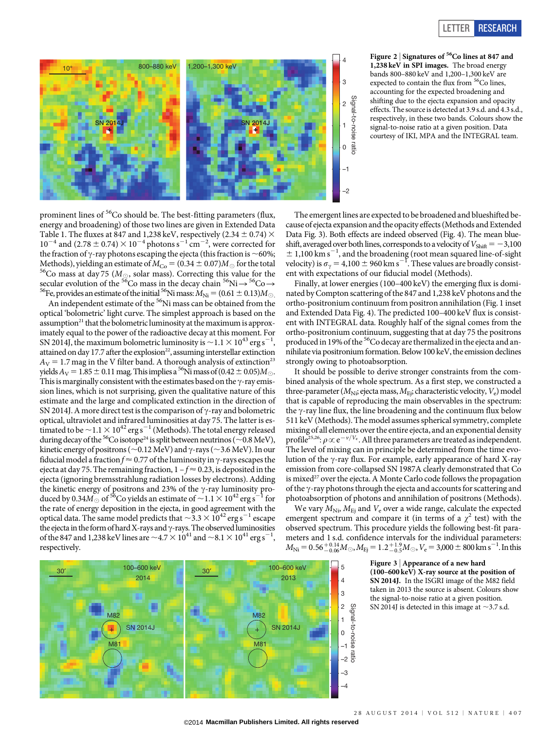**Figure 2 | Signatures of $^{56}$Co lines at 847 and 1,238 keV in SPI images.** The broad energy bands 800–880 keV and 1,200–1,300 keV are expected to contain the flux from $^{56}$Co lines, accounting for the expected broadening and shifting due to the ejecta expansion and opacity effects. The source is detected at 3.9 s.d. and 4.3 s.d., respectively, in these two bands. Colours show the signal-to-noise ratio at a given position. Data courtesy of IKI, MPA and the INTEGRAL team.

prominent lines of $^{56}$Co should be. The best-fitting parameters (flux, energy and broadening) of those two lines are given in Extended Data Table 1. The fluxes at 847 and 1,238 keV, respectively $(2.34 \pm 0.74) \times 10^{-4}$ and $(2.78 \pm 0.74) \times 10^{-4}$ photons s$^{-1}$ cm$^{-2}$, were corrected for the fraction of γ-ray photons escaping the ejecta (this fraction is ~60%; Methods), yielding an estimate of $M_{Co} = (0.34 \pm 0.07)M_{\odot}$ for the total $^{56}$Co mass at day 75 ($M_{\odot}$, solar mass). Correcting this value for the secular evolution of the $^{56}$Co mass in the decay chain $^{56}$Ni→$^{56}$Co→$^{56}$Fe, provides an estimate of the initial $^{56}$Ni mass: $M_{Ni} = (0.61 \pm 0.13)M_{\odot}$.

An independent estimate of the $^{56}$Ni mass can be obtained from the optical 'bolometric' light curve. The simplest approach is based on the assumption[21] that the bolometric luminosity at the maximum is approximately equal to the power of the radioactive decay at this moment. For SN 2014J, the maximum bolometric luminosity is $\sim 1.1 \times 10^{43}$ erg s$^{-1}$, attained on day 17.7 after the explosion[22], assuming interstellar extinction $A_V = 1.7$ mag in the V filter band. A thorough analysis of extinction[23] yields $A_V = 1.85 \pm 0.11$ mag. This implies a $^{56}$Ni mass of $(0.42 \pm 0.05)M_{\odot}$. This is marginally consistent with the estimates based on the γ-ray emission lines, which is not surprising, given the qualitative nature of this estimate and the large and complicated extinction in the direction of SN 2014J. A more direct test is the comparison of γ-ray and bolometric optical, ultraviolet and infrared luminosities at day 75. The latter is estimated to be $\sim 1.1 \times 10^{42}$ erg s$^{-1}$ (Methods). The total energy released during decay of the $^{56}$Co isotope[24] is split between neutrinos (~0.8 MeV), kinetic energy of positrons (~0.12 MeV) and γ-rays (~3.6 MeV). In our fiducial model a fraction $f \approx 0.77$ of the luminosity in γ-rays escapes the ejecta at day 75. The remaining fraction, $1 - f \approx 0.23$, is deposited in the ejecta (ignoring bremsstrahlung radiation losses by electrons). Adding the kinetic energy of positrons and 23% of the γ-ray luminosity produced by $0.34M_{\odot}$ of $^{56}$Co yields an estimate of $\sim 1.1 \times 10^{42}$ erg s$^{-1}$ for the rate of energy deposition in the ejecta, in good agreement with the optical data. The same model predicts that $\sim 3.3 \times 10^{42}$ erg s$^{-1}$ escape the ejecta in the form of hard X-rays and γ-rays. The observed luminosities of the 847 and 1,238 keV lines are $\sim 4.7 \times 10^{41}$ and $\sim 8.1 \times 10^{41}$ erg s$^{-1}$, respectively.

The emergent lines are expected to be broadened and blueshifted because of ejecta expansion and the opacity effects (Methods and Extended Data Fig. 3). Both effects are indeed observed (Fig. 4). The mean blueshift, averaged over both lines, corresponds to a velocity of $V_{Shift} = -3{,}100 \pm 1{,}100$ km s$^{-1}$, and the broadening (root mean squared line-of-sight velocity) is $\sigma_{\gamma} = 4{,}100 \pm 960$ km s$^{-1}$. These values are broadly consistent with expectations of our fiducial model (Methods).

Finally, at lower energies (100–400 keV) the emerging flux is dominated by Compton scattering of the 847 and 1,238 keV photons and the ortho-positronium continuum from positron annihilation (Fig. 1 inset and Extended Data Fig. 4). The predicted 100–400 keV flux is consistent with INTEGRAL data. Roughly half of the signal comes from the ortho-positronium continuum, suggesting that at day 75 the positrons produced in 19% of the $^{56}$Co decay are thermalized in the ejecta and annihilate via positronium formation. Below 100 keV, the emission declines strongly owing to photoabsorption.

It should be possible to derive stronger constraints from the combined analysis of the whole spectrum. As a first step, we constructed a three-parameter ($M_{Ni}$; ejecta mass, $M_{Ej}$; characteristic velocity, $V_e$) model that is capable of reproducing the main observables in the spectrum: the γ-ray line flux, the line broadening and the continuum flux below 511 keV (Methods). The model assumes spherical symmetry, complete mixing of all elements over the entire ejecta, and an exponential density profile[25,26]: $\rho \propto e^{-v/V_e}$. All three parameters are treated as independent. The level of mixing can in principle be determined from the time evolution of the γ-ray flux. For example, early appearance of hard X-ray emission from core-collapsed SN 1987A clearly demonstrated that Co is mixed[27] over the ejecta. A Monte Carlo code follows the propagation of the γ-ray photons through the ejecta and accounts for scattering and photoabsorption of photons and annihilation of positrons (Methods).

We vary $M_{Ni}$, $M_{Ej}$ and $V_e$ over a wide range, calculate the expected emergent spectrum and compare it (in terms of a $\chi^2$ test) with the observed spectrum. This procedure yields the following best-fit parameters and 1 s.d. confidence intervals for the individual parameters: $M_{Ni} = 0.56^{+0.14}_{-0.06}M_{\odot}$, $M_{Ej} = 1.2^{+1.9}_{-0.5}M_{\odot}$, $V_e = 3{,}000 \pm 800$ km s$^{-1}$. In this

**Figure 3 | Appearance of a new hard (100–600 keV) X-ray source at the position of SN 2014J.** In the ISGRI image of the M82 field taken in 2013 the source is absent. Colours show the signal-to-noise ratio at a given position. SN 2014J is detected in this image at ~3.7 s.d.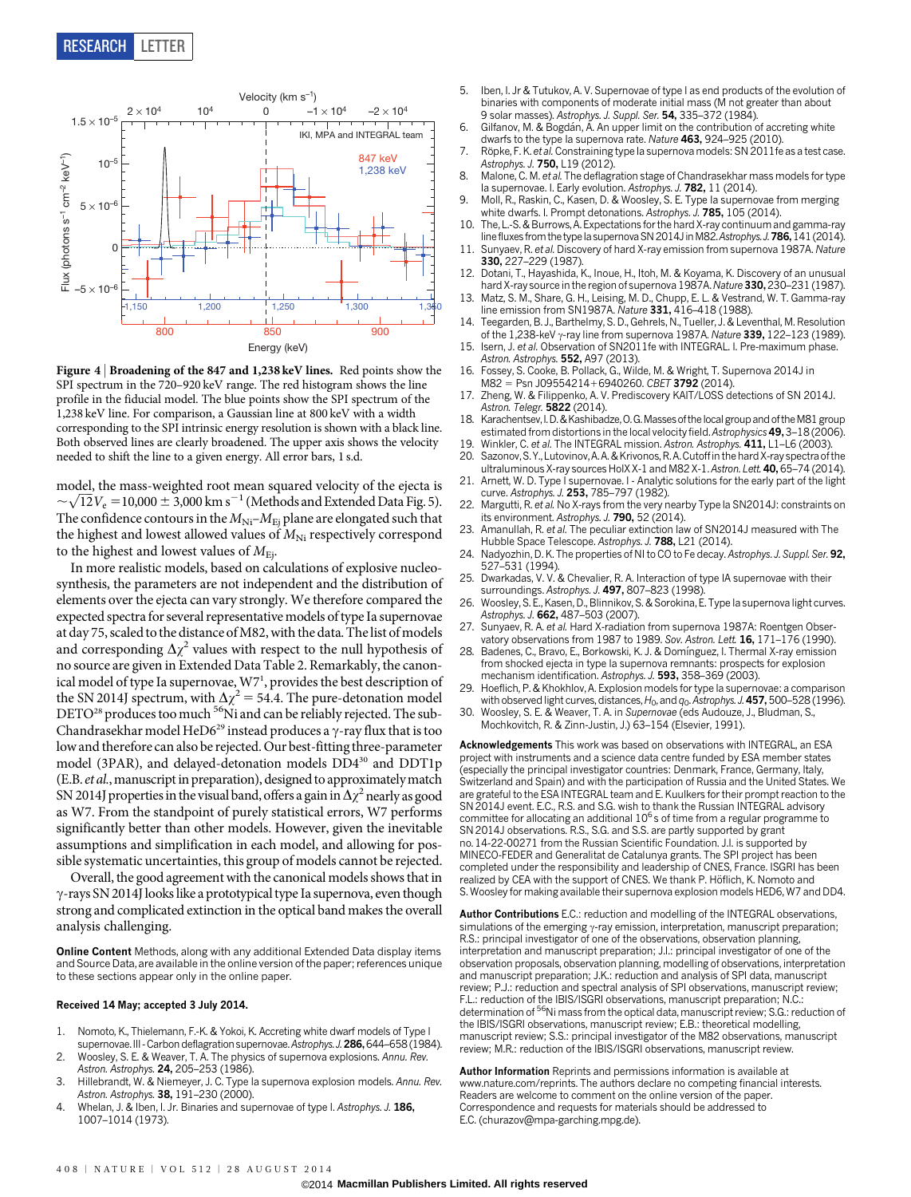**Figure 4 | Broadening of the 847 and 1,238 keV lines.** Red points show the SPI spectrum in the 720–920 keV range. The red histogram shows the line profile in the fiducial model. The blue points show the SPI spectrum of the 1,238 keV line. For comparison, a Gaussian line at 800 keV with a width corresponding to the SPI intrinsic energy resolution is shown with a black line. Both observed lines are clearly broadened. The upper axis shows the velocity needed to shift the line to a given energy. All error bars, 1 s.d.

model, the mass-weighted root mean squared velocity of the ejecta is $\sim\sqrt{12}V_e = 10{,}000 \pm 3{,}000\ \mathrm{km\ s^{-1}}$ (Methods and Extended Data Fig. 5). The confidence contours in the $M_{\mathrm{Ni}}$–$M_{\mathrm{Ej}}$ plane are elongated such that the highest and lowest allowed values of $M_{\mathrm{Ni}}$ respectively correspond to the highest and lowest values of $M_{\mathrm{Ej}}$.

In more realistic models, based on calculations of explosive nucleosynthesis, the parameters are not independent and the distribution of elements over the ejecta can vary strongly. We therefore compared the expected spectra for several representative models of type Ia supernovae at day 75, scaled to the distance of M82, with the data. The list of models and corresponding $\Delta\chi^2$ values with respect to the null hypothesis of no source are given in Extended Data Table 2. Remarkably, the canonical model of type Ia supernovae, W7[1], provides the best description of the SN 2014J spectrum, with $\Delta\chi^2 = 54.4$. The pure-detonation model DETO[28] produces too much $^{56}$Ni and can be reliably rejected. The sub-Chandrasekhar model HeD6[29] instead produces a γ-ray flux that is too low and therefore can also be rejected. Our best-fitting three-parameter model (3PAR), and delayed-detonation models DD4[30] and DDT1p (E.B. *et al.*, manuscript in preparation), designed to approximately match SN 2014J properties in the visual band, offers a gain in $\Delta\chi^2$ nearly as good as W7. From the standpoint of purely statistical errors, W7 performs significantly better than other models. However, given the inevitable assumptions and simplification in each model, and allowing for possible systematic uncertainties, this group of models cannot be rejected.

Overall, the good agreement with the canonical models shows that in γ-rays SN 2014J looks like a prototypical type Ia supernova, even though strong and complicated extinction in the optical band makes the overall analysis challenging.

**Online Content** Methods, along with any additional Extended Data display items and Source Data, are available in the online version of the paper; references unique to these sections appear only in the online paper.

**Received 14 May; accepted 3 July 2014.**

1. Nomoto, K., Thielemann, F.-K. & Yokoi, K. Accreting white dwarf models of Type I supernovae. III - Carbon deflagration supernovae. *Astrophys. J.* **286,** 644–658 (1984).
2. Woosley, S. E. & Weaver, T. A. The physics of supernova explosions. *Annu. Rev. Astron. Astrophys.* **24,** 205–253 (1986).
3. Hillebrandt, W. & Niemeyer, J. C. Type Ia supernova explosion models. *Annu. Rev. Astron. Astrophys.* **38,** 191–230 (2000).
4. Whelan, J. & Iben, I. Jr. Binaries and supernovae of type I. *Astrophys. J.* **186,** 1007–1014 (1973).
5. Iben, I. Jr & Tutukov, A. V. Supernovae of type I as end products of the evolution of binaries with components of moderate initial mass (M not greater than about 9 solar masses). *Astrophys. J. Suppl. Ser.* **54,** 335–372 (1984).
6. Gilfanov, M. & Bogdán, Á. An upper limit on the contribution of accreting white dwarfs to the type Ia supernova rate. *Nature* **463,** 924–925 (2010).
7. Röpke, F. K. *et al.* Constraining type Ia supernova models: SN 2011fe as a test case. *Astrophys. J.* **750,** L19 (2012).
8. Malone, C. M. *et al.* The deflagration stage of Chandrasekhar mass models for type Ia supernovae. I. Early evolution. *Astrophys. J.* **782,** 11 (2014).
9. Moll, R., Raskin, C., Kasen, D. & Woosley, S. E. Type Ia supernovae from merging white dwarfs. I. Prompt detonations. *Astrophys. J.* **785,** 105 (2014).
10. The, L.-S. & Burrows, A. Expectations for the hard X-ray continuum and gamma-ray line fluxes from the type Ia supernova SN 2014J in M82. *Astrophys. J.* **786,** 141 (2014).
11. Sunyaev, R. *et al.* Discovery of hard X-ray emission from supernova 1987A. *Nature* **330,** 227–229 (1987).
12. Dotani, T., Hayashida, K., Inoue, H., Itoh, M. & Koyama, K. Discovery of an unusual hard X-ray source in the region of supernova 1987A. *Nature* **330,** 230–231 (1987).
13. Matz, S. M., Share, G. H., Leising, M. D., Chupp, E. L. & Vestrand, W. T. Gamma-ray line emission from SN1987A. *Nature* **331,** 416–418 (1988).
14. Teegarden, B. J., Barthelmy, S. D., Gehrels, N., Tueller, J. & Leventhal, M. Resolution of the 1,238-keV γ-ray line from supernova 1987A. *Nature* **339,** 122–123 (1989).
15. Isern, J. *et al.* Observation of SN2011fe with INTEGRAL. I. Pre-maximum phase. *Astron. Astrophys.* **552,** A97 (2013).
16. Fossey, S. Cooke, B. Pollack, G., Wilde, M. & Wright, T. Supernova 2014J in M82 = Psn J09554214+6940260. *CBET* **3792** (2014).
17. Zheng, W. & Filippenko, A. V. Prediscovery KAIT/LOSS detections of SN 2014J. *Astron. Telegr.* **5822** (2014).
18. Karachentsev, I. D. & Kashibadze, O. G. Masses of the local group and of the M81 group estimated from distortions in the local velocity field. *Astrophysics* **49,** 3–18 (2006).
19. Winkler, C. *et al.* The INTEGRAL mission. *Astron. Astrophys.* **411,** L1–L6 (2003).
20. Sazonov, S. Y., Lutovinov, A. A. & Krivonos, R. A. Cutoff in the hard X-ray spectra of the ultraluminous X-ray sources HolX X-1 and M82 X-1. *Astron. Lett.* **40,** 65–74 (2014).
21. Arnett, W. D. Type I supernovae. I - Analytic solutions for the early part of the light curve. *Astrophys. J.* **253,** 785–797 (1982).
22. Margutti, R. *et al.* No X-rays from the very nearby Type Ia SN2014J: constraints on its environment. *Astrophys. J.* **790,** 52 (2014).
23. Amanullah, R. *et al.* The peculiar extinction law of SN2014J measured with The Hubble Space Telescope. *Astrophys. J.* **788,** L21 (2014).
24. Nadyozhin, D. K. The properties of NI to CO to Fe decay. *Astrophys. J. Suppl. Ser.* **92,** 527–531 (1994).
25. Dwarkadas, V. V. & Chevalier, R. A. Interaction of type IA supernovae with their surroundings. *Astrophys. J.* **497,** 807–823 (1998).
26. Woosley, S. E., Kasen, D., Blinnikov, S. & Sorokina, E. Type Ia supernova light curves. *Astrophys. J.* **662,** 487–503 (2007).
27. Sunyaev, R. A. *et al.* Hard X-radiation from supernova 1987A: Roentgen Observatory observations from 1987 to 1989. *Sov. Astron. Lett.* **16,** 171–176 (1990).
28. Badenes, C., Bravo, E., Borkowski, K. J. & Domínguez, I. Thermal X-ray emission from shocked ejecta in type Ia supernova remnants: prospects for explosion mechanism identification. *Astrophys. J.* **593,** 358–369 (2003).
29. Hoeflich, P. & Khokhlov, A. Explosion models for type Ia supernovae: a comparison with observed light curves, distances, $H_0$, and $q_0$. *Astrophys. J.* **457,** 500–528 (1996).
30. Woosley, S. E. & Weaver, T. A. in *Supernovae* (eds Audouze, J., Bludman, S., Mochkovitch, R. & Zinn-Justin, J.) 63–154 (Elsevier, 1991).

**Acknowledgements** This work was based on observations with INTEGRAL, an ESA project with instruments and a science data centre funded by ESA member states (especially the principal investigator countries: Denmark, France, Germany, Italy, Switzerland and Spain) and with the participation of Russia and the United States. We are grateful to the ESA INTEGRAL team and E. Kuulkers for their prompt reaction to the SN 2014J event. E.C., R.S. and S.G. wish to thank the Russian INTEGRAL advisory committee for allocating an additional $10^6$ s of time from a regular programme to SN 2014J observations. R.S., S.G. and S.S. are partly supported by grant no. 14-22-00271 from the Russian Scientific Foundation. J.I. is supported by MINECO-FEDER and Generalitat de Catalunya grants. The SPI project has been completed under the responsibility and leadership of CNES, France. ISGRI has been realized by CEA with the support of CNES. We thank P. Höflich, K. Nomoto and S. Woosley for making available their supernova explosion models HED6, W7 and DD4.

**Author Contributions** E.C.: reduction and modelling of the INTEGRAL observations, simulations of the emerging γ-ray emission, interpretation, manuscript preparation; R.S.: principal investigator of one of the observations, observation planning, interpretation and manuscript preparation; J.I.: principal investigator of one of the observation proposals, observation planning, modelling of observations, interpretation and manuscript preparation; J.K.: reduction and analysis of SPI data, manuscript review; P.J.: reduction and spectral analysis of SPI observations, manuscript review; F.L.: reduction of the IBIS/ISGRI observations, manuscript preparation; N.C.: determination of $^{56}$Ni mass from the optical data, manuscript review; S.G.: reduction of the IBIS/ISGRI observations, manuscript review; E.B.: theoretical modelling, manuscript review; S.S.: principal investigator of the M82 observations, manuscript review; M.R.: reduction of the IBIS/ISGRI observations, manuscript review.

**Author Information** Reprints and permissions information is available at www.nature.com/reprints. The authors declare no competing financial interests. Readers are welcome to comment on the online version of the paper. Correspondence and requests for materials should be addressed to E.C. (churazov@mpa-garching.mpg.de).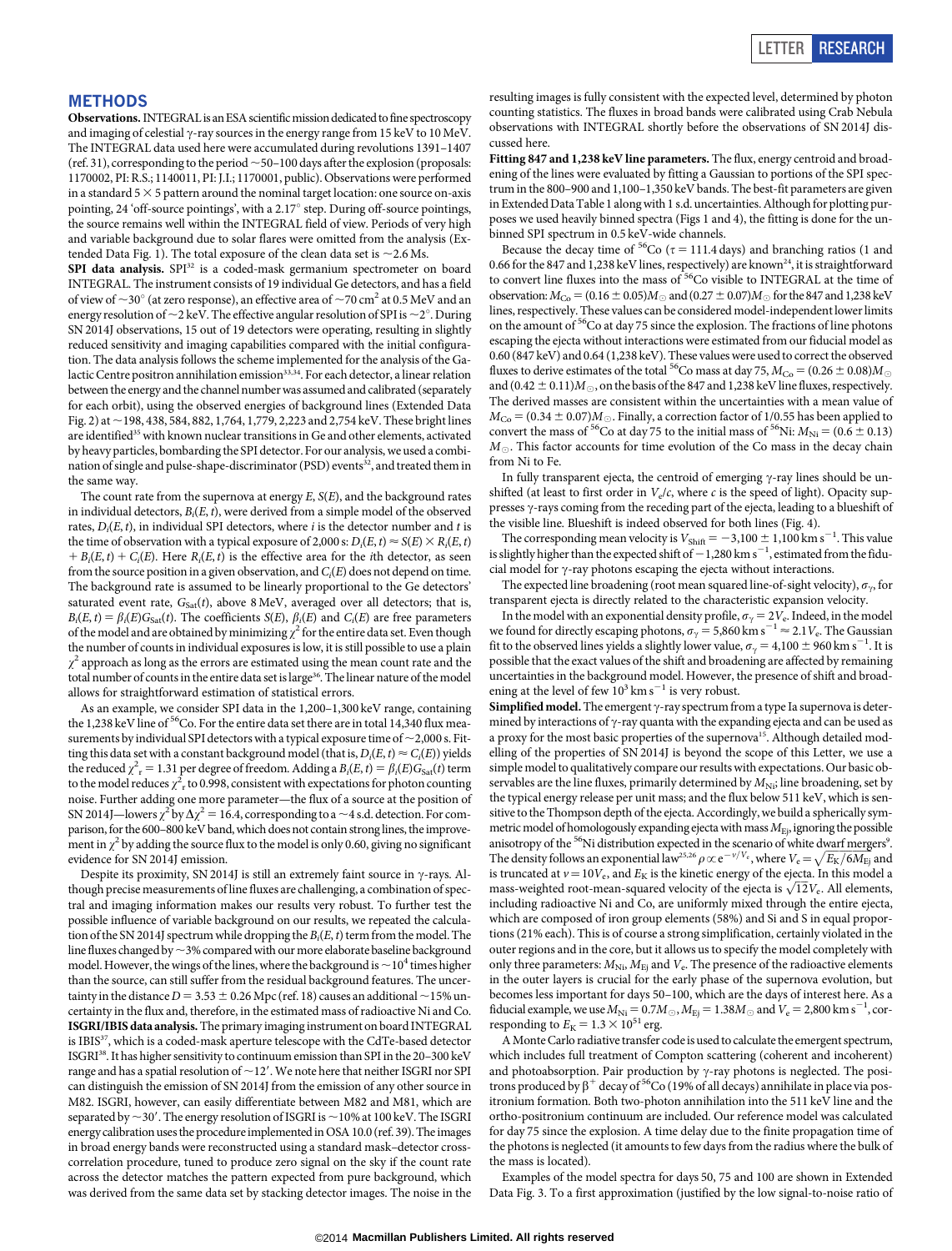## METHODS

**Observations.** INTEGRAL is an ESA scientific mission dedicated to fine spectroscopy and imaging of celestial γ-ray sources in the energy range from 15 keV to 10 MeV. The INTEGRAL data used here were accumulated during revolutions 1391–1407 (ref. 31), corresponding to the period ~50–100 days after the explosion (proposals: 1170002, PI: R.S.; 1140011, PI: J.I.; 1170001, public). Observations were performed in a standard 5 × 5 pattern around the nominal target location: one source on-axis pointing, 24 'off-source pointings', with a 2.17° step. During off-source pointings, the source remains well within the INTEGRAL field of view. Periods of very high and variable background due to solar flares were omitted from the analysis (Extended Data Fig. 1). The total exposure of the clean data set is ~2.6 Ms.

**SPI data analysis.** SPI[32] is a coded-mask germanium spectrometer on board INTEGRAL. The instrument consists of 19 individual Ge detectors, and has a field of view of ~30° (at zero response), an effective area of ~70 cm$^2$ at 0.5 MeV and an energy resolution of ~2 keV. The effective angular resolution of SPI is ~2°. During SN 2014J observations, 15 out of 19 detectors were operating, resulting in slightly reduced sensitivity and imaging capabilities compared with the initial configuration. The data analysis follows the scheme implemented for the analysis of the Galactic Centre positron annihilation emission[33,34]. For each detector, a linear relation between the energy and the channel number was assumed and calibrated (separately for each orbit), using the observed energies of background lines (Extended Data Fig. 2) at ~198, 438, 584, 882, 1,764, 1,779, 2,223 and 2,754 keV. These bright lines are identified[35] with known nuclear transitions in Ge and other elements, activated by heavy particles, bombarding the SPI detector. For our analysis, we used a combination of single and pulse-shape-discriminator (PSD) events[32], and treated them in the same way.

The count rate from the supernova at energy $E$, $S(E)$, and the background rates in individual detectors, $B_i(E, t)$, were derived from a simple model of the observed rates, $D_i(E, t)$, in individual SPI detectors, where $i$ is the detector number and $t$ is the time of observation with a typical exposure of 2,000 s: $D_i(E, t) \approx S(E) \times R_i(E, t) + B_i(E, t) + C_i(E)$. Here $R_i(E, t)$ is the effective area for the $i$th detector, as seen from the source position in a given observation, and $C_i(E)$ does not depend on time. The background rate is assumed to be linearly proportional to the Ge detectors' saturated event rate, $G_{\rm Sat}(t)$, above 8 MeV, averaged over all detectors; that is, $B_i(E, t) = \beta_i(E)G_{\rm Sat}(t)$. The coefficients $S(E)$, $\beta_i(E)$ and $C_i(E)$ are free parameters of the model and are obtained by minimizing $\chi^2$ for the entire data set. Even though the number of counts in individual exposures is low, it is still possible to use a plain $\chi^2$ approach as long as the errors are estimated using the mean count rate and the total number of counts in the entire data set is large[36]. The linear nature of the model allows for straightforward estimation of statistical errors.

As an example, we consider SPI data in the 1,200–1,300 keV range, containing the 1,238 keV line of $^{56}$Co. For the entire data set there are in total 14,340 flux measurements by individual SPI detectors with a typical exposure time of ~2,000 s. Fitting this data set with a constant background model (that is, $D_i(E, t) \approx C_i(E)$) yields the reduced $\chi^2_r = 1.31$ per degree of freedom. Adding a $B_i(E, t) = \beta_i(E)G_{\rm Sat}(t)$ term to the model reduces $\chi^2_r$ to 0.998, consistent with expectations for photon counting noise. Further adding one more parameter—the flux of a source at the position of SN 2014J—lowers $\chi^2$ by $\Delta\chi^2 = 16.4$, corresponding to a ~4 s.d. detection. For comparison, for the 600–800 keV band, which does not contain strong lines, the improvement in $\chi^2$ by adding the source flux to the model is only 0.60, giving no significant evidence for SN 2014J emission.

Despite its proximity, SN 2014J is still an extremely faint source in γ-rays. Although precise measurements of line fluxes are challenging, a combination of spectral and imaging information makes our results very robust. To further test the possible influence of variable background on our results, we repeated the calculation of the SN 2014J spectrum while dropping the $B_i(E, t)$ term from the model. The line fluxes changed by ~3% compared with our more elaborate baseline background model. However, the wings of the lines, where the background is ~$10^4$ times higher than the source, can still suffer from the residual background features. The uncertainty in the distance $D = 3.53 \pm 0.26$ Mpc (ref. 18) causes an additional ~15% uncertainty in the flux and, therefore, in the estimated mass of radioactive Ni and Co.

**ISGRI/IBIS data analysis.** The primary imaging instrument on board INTEGRAL is IBIS[37], which is a coded-mask aperture telescope with the CdTe-based detector ISGRI[38]. It has higher sensitivity to continuum emission than SPI in the 20–300 keV range and has a spatial resolution of ~12′. We note here that neither ISGRI nor SPI can distinguish the emission of SN 2014J from the emission of any other source in M82. ISGRI, however, can easily differentiate between M82 and M81, which are separated by ~30′. The energy resolution of ISGRI is ~10% at 100 keV. The ISGRI energy calibration uses the procedure implemented in OSA 10.0 (ref. 39). The images in broad energy bands were reconstructed using a standard mask–detector cross-correlation procedure, tuned to produce zero signal on the sky if the count rate across the detector matches the pattern expected from pure background, which was derived from the same data set by stacking detector images. The noise in the resulting images is fully consistent with the expected level, determined by photon counting statistics. The fluxes in broad bands were calibrated using Crab Nebula observations with INTEGRAL shortly before the observations of SN 2014J discussed here.

**Fitting 847 and 1,238 keV line parameters.** The flux, energy centroid and broadening of the lines were evaluated by fitting a Gaussian to portions of the SPI spectrum in the 800–900 and 1,100–1,350 keV bands. The best-fit parameters are given in Extended Data Table 1 along with 1 s.d. uncertainties. Although for plotting purposes we used heavily binned spectra (Figs 1 and 4), the fitting is done for the unbinned SPI spectrum in 0.5 keV-wide channels.

Because the decay time of $^{56}$Co ($\tau = 111.4$ days) and branching ratios (1 and 0.66 for the 847 and 1,238 keV lines, respectively) are known[24], it is straightforward to convert line fluxes into the mass of $^{56}$Co visible to INTEGRAL at the time of observation: $M_{\rm Co} = (0.16 \pm 0.05)M_\odot$ and $(0.27 \pm 0.07)M_\odot$ for the 847 and 1,238 keV lines, respectively. These values can be considered model-independent lower limits on the amount of $^{56}$Co at day 75 since the explosion. The fractions of line photons escaping the ejecta without interactions were estimated from our fiducial model as 0.60 (847 keV) and 0.64 (1,238 keV). These values were used to correct the observed fluxes to derive estimates of the total $^{56}$Co mass at day 75, $M_{\rm Co} = (0.26 \pm 0.08)M_\odot$ and $(0.42 \pm 0.11)M_\odot$, on the basis of the 847 and 1,238 keV line fluxes, respectively. The derived masses are consistent within the uncertainties with a mean value of $M_{\rm Co} = (0.34 \pm 0.07)M_\odot$. Finally, a correction factor of 1/0.55 has been applied to convert the mass of $^{56}$Co at day 75 to the initial mass of $^{56}$Ni: $M_{\rm Ni} = (0.6 \pm 0.13) M_\odot$. This factor accounts for time evolution of the Co mass in the decay chain from Ni to Fe.

In fully transparent ejecta, the centroid of emerging γ-ray lines should be unshifted (at least to first order in $V_e/c$, where $c$ is the speed of light). Opacity suppresses γ-rays coming from the receding part of the ejecta, leading to a blueshift of the visible line. Blueshift is indeed observed for both lines (Fig. 4).

The corresponding mean velocity is $V_{\rm Shift} = -3{,}100 \pm 1{,}100$ km s$^{-1}$. This value is slightly higher than the expected shift of $-1{,}280$ km s$^{-1}$, estimated from the fiducial model for γ-ray photons escaping the ejecta without interactions.

The expected line broadening (root mean squared line-of-sight velocity), $\sigma_\gamma$, for transparent ejecta is directly related to the characteristic expansion velocity.

In the model with an exponential density profile, $\sigma_\gamma = 2V_e$. Indeed, in the model we found for directly escaping photons, $\sigma_\gamma = 5{,}860$ km s$^{-1} \approx 2.1V_e$. The Gaussian fit to the observed lines yields a slightly lower value, $\sigma_\gamma = 4{,}100 \pm 960$ km s$^{-1}$. It is possible that the exact values of the shift and broadening are affected by remaining uncertainties in the background model. However, the presence of shift and broadening at the level of few $10^3$ km s$^{-1}$ is very robust.

**Simplified model.** The emergent γ-ray spectrum from a type Ia supernova is determined by interactions of γ-ray quanta with the expanding ejecta and can be used as a proxy for the most basic properties of the supernova[15]. Although detailed modelling of the properties of SN 2014J is beyond the scope of this Letter, we use a simple model to qualitatively compare our results with expectations. Our basic observables are the line fluxes, primarily determined by $M_{\rm Ni}$; line broadening, set by the typical energy release per unit mass; and the flux below 511 keV, which is sensitive to the Thompson depth of the ejecta. Accordingly, we build a spherically symmetric model of homologously expanding ejecta with mass $M_{\rm Ej}$, ignoring the possible anisotropy of the $^{56}$Ni distribution expected in the scenario of white dwarf mergers[9]. The density follows an exponential law[25,26] $\rho \propto e^{-v/V_e}$, where $V_e = \sqrt{E_K/6M_{\rm Ej}}$ and is truncated at $v = 10V_e$, and $E_K$ is the kinetic energy of the ejecta. In this model a mass-weighted root-mean-squared velocity of the ejecta is $\sqrt{12}V_e$. All elements, including radioactive Ni and Co, are uniformly mixed through the entire ejecta, which are composed of iron group elements (58%) and Si and S in equal proportions (21% each). This is of course a strong simplification, certainly violated in the outer regions and in the core, but it allows us to specify the model completely with only three parameters: $M_{\rm Ni}$, $M_{\rm Ej}$ and $V_e$. The presence of the radioactive elements in the outer layers is crucial for the early phase of the supernova evolution, but becomes less important for days 50–100, which are the days of interest here. As a fiducial example, we use $M_{\rm Ni} = 0.7M_\odot$, $M_{\rm Ej} = 1.38M_\odot$ and $V_e = 2{,}800$ km s$^{-1}$, corresponding to $E_K = 1.3 \times 10^{51}$ erg.

A Monte Carlo radiative transfer code is used to calculate the emergent spectrum, which includes full treatment of Compton scattering (coherent and incoherent) and photoabsorption. Pair production by γ-ray photons is neglected. The positrons produced by $\beta^+$ decay of $^{56}$Co (19% of all decays) annihilate in place via positronium formation. Both two-photon annihilation into the 511 keV line and the ortho-positronium continuum are included. Our reference model was calculated for day 75 since the explosion. A time delay due to the finite propagation time of the photons is neglected (it amounts to few days from the radius where the bulk of the mass is located).

Examples of the model spectra for days 50, 75 and 100 are shown in Extended Data Fig. 3. To a first approximation (justified by the low signal-to-noise ratio of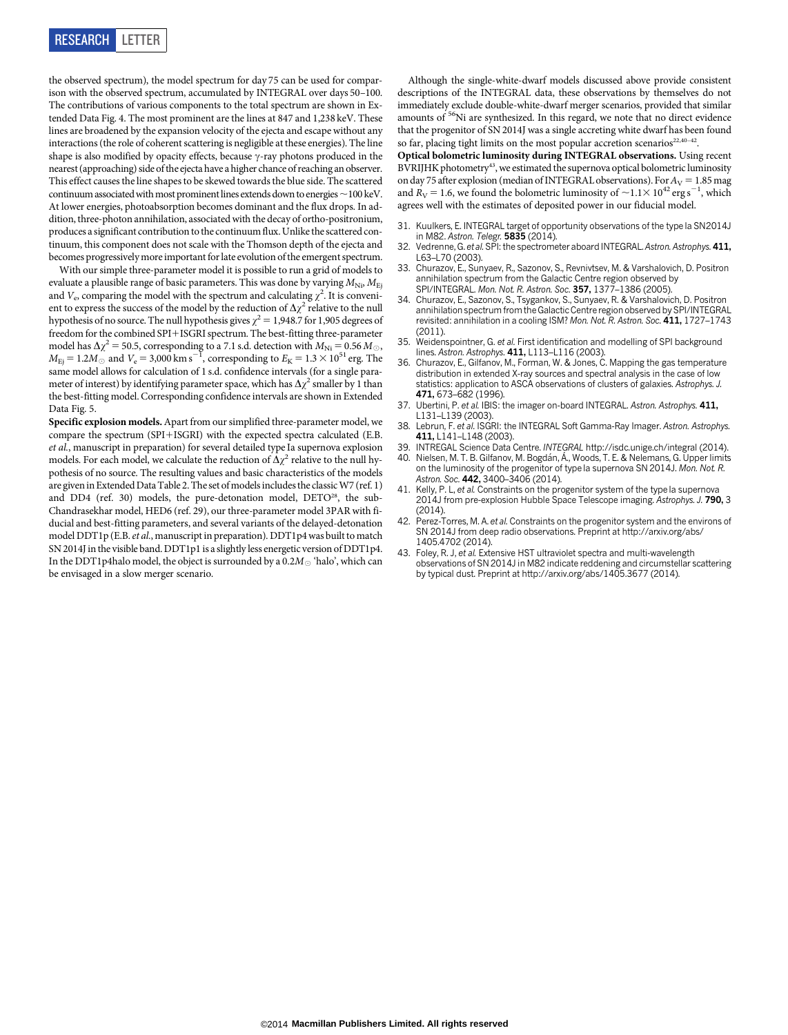the observed spectrum), the model spectrum for day 75 can be used for comparison with the observed spectrum, accumulated by INTEGRAL over days 50–100. The contributions of various components to the total spectrum are shown in Extended Data Fig. 4. The most prominent are the lines at 847 and 1,238 keV. These lines are broadened by the expansion velocity of the ejecta and escape without any interactions (the role of coherent scattering is negligible at these energies). The line shape is also modified by opacity effects, because γ-ray photons produced in the nearest (approaching) side of the ejecta have a higher chance of reaching an observer. This effect causes the line shapes to be skewed towards the blue side. The scattered continuum associated with most prominent lines extends down to energies ~100 keV. At lower energies, photoabsorption becomes dominant and the flux drops. In addition, three-photon annihilation, associated with the decay of ortho-positronium, produces a significant contribution to the continuum flux. Unlike the scattered continuum, this component does not scale with the Thomson depth of the ejecta and becomes progressively more important for late evolution of the emergent spectrum.

With our simple three-parameter model it is possible to run a grid of models to evaluate a plausible range of basic parameters. This was done by varying $M_{Ni}$, $M_{Ej}$ and $V_e$, comparing the model with the spectrum and calculating $\chi^2$. It is convenient to express the success of the model by the reduction of $\Delta\chi^2$ relative to the null hypothesis of no source. The null hypothesis gives $\chi^2 = 1{,}948.7$ for 1,905 degrees of freedom for the combined SPI+ISGRI spectrum. The best-fitting three-parameter model has $\Delta\chi^2 = 50.5$, corresponding to a 7.1 s.d. detection with $M_{Ni} = 0.56\,M_\odot$, $M_{Ej} = 1.2M_\odot$ and $V_e = 3{,}000\ \mathrm{km\,s^{-1}}$, corresponding to $E_K = 1.3 \times 10^{51}$ erg. The same model allows for calculation of 1 s.d. confidence intervals (for a single parameter of interest) by identifying parameter space, which has $\Delta\chi^2$ smaller by 1 than the best-fitting model. Corresponding confidence intervals are shown in Extended Data Fig. 5.

**Specific explosion models.** Apart from our simplified three-parameter model, we compare the spectrum (SPI+ISGRI) with the expected spectra calculated (E.B. *et al.*, manuscript in preparation) for several detailed type Ia supernova explosion models. For each model, we calculate the reduction of $\Delta\chi^2$ relative to the null hypothesis of no source. The resulting values and basic characteristics of the models are given in Extended Data Table 2. The set of models includes the classic W7 (ref. 1) and DD4 (ref. 30) models, the pure-detonation model, DETO[28], the sub-Chandrasekhar model, HED6 (ref. 29), our three-parameter model 3PAR with fiducial and best-fitting parameters, and several variants of the delayed-detonation model DDT1p (E.B. *et al.*, manuscript in preparation). DDT1p4 was built to match SN 2014J in the visible band. DDT1p1 is a slightly less energetic version of DDT1p4. In the DDT1p4halo model, the object is surrounded by a $0.2M_\odot$ 'halo', which can be envisaged in a slow merger scenario.

Although the single-white-dwarf models discussed above provide consistent descriptions of the INTEGRAL data, these observations by themselves do not immediately exclude double-white-dwarf merger scenarios, provided that similar amounts of $^{56}$Ni are synthesized. In this regard, we note that no direct evidence that the progenitor of SN 2014J was a single accreting white dwarf has been found so far, placing tight limits on the most popular accretion scenarios[22,40–42].

**Optical bolometric luminosity during INTEGRAL observations.** Using recent BVRIJHK photometry[43], we estimated the supernova optical bolometric luminosity on day 75 after explosion (median of INTEGRAL observations). For $A_V = 1.85$ mag and $R_V = 1.6$, we found the bolometric luminosity of $\sim 1.1 \times 10^{42}\ \mathrm{erg\,s^{-1}}$, which agrees well with the estimates of deposited power in our fiducial model.

31. Kuulkers, E. INTEGRAL target of opportunity observations of the type Ia SN2014J in M82. *Astron. Telegr.* **5835** (2014).
32. Vedrenne, G. *et al.* SPI: the spectrometer aboard INTEGRAL. *Astron. Astrophys.* **411,** L63–L70 (2003).
33. Churazov, E., Sunyaev, R., Sazonov, S., Revnivtsev, M. & Varshalovich, D. Positron annihilation spectrum from the Galactic Centre region observed by SPI/INTEGRAL. *Mon. Not. R. Astron. Soc.* **357,** 1377–1386 (2005).
34. Churazov, E., Sazonov, S., Tsygankov, S., Sunyaev, R. & Varshalovich, D. Positron annihilation spectrum from the Galactic Centre region observed by SPI/INTEGRAL revisited: annihilation in a cooling ISM? *Mon. Not. R. Astron. Soc.* **411,** 1727–1743 (2011).
35. Weidenspointner, G. *et al.* First identification and modelling of SPI background lines. *Astron. Astrophys.* **411,** L113–L116 (2003).
36. Churazov, E., Gilfanov, M., Forman, W. & Jones, C. Mapping the gas temperature distribution in extended X-ray sources and spectral analysis in the case of low statistics: application to ASCA observations of clusters of galaxies. *Astrophys. J.* **471,** 673–682 (1996).
37. Ubertini, P. *et al.* IBIS: the imager on-board INTEGRAL. *Astron. Astrophys.* **411,** L131–L139 (2003).
38. Lebrun, F. *et al.* ISGRI: the INTEGRAL Soft Gamma-Ray Imager. *Astron. Astrophys.* **411,** L141–L148 (2003).
39. INTREGAL Science Data Centre. *INTEGRAL* http://isdc.unige.ch/integral (2014).
40. Nielsen, M. T. B. Gilfanov, M. Bogdán, Á., Woods, T. E. & Nelemans, G. Upper limits on the luminosity of the progenitor of type Ia supernova SN 2014J. *Mon. Not. R. Astron. Soc.* **442,** 3400–3406 (2014).
41. Kelly, P. L, *et al.* Constraints on the progenitor system of the type Ia supernova 2014J from pre-explosion Hubble Space Telescope imaging. *Astrophys. J.* **790,** 3 (2014).
42. Perez-Torres, M. A. *et al.* Constraints on the progenitor system and the environs of SN 2014J from deep radio observations. Preprint at http://arxiv.org/abs/1405.4702 (2014).
43. Foley, R. J, *et al.* Extensive HST ultraviolet spectra and multi-wavelength observations of SN 2014J in M82 indicate reddening and circumstellar scattering by typical dust. Preprint at http://arxiv.org/abs/1405.3677 (2014).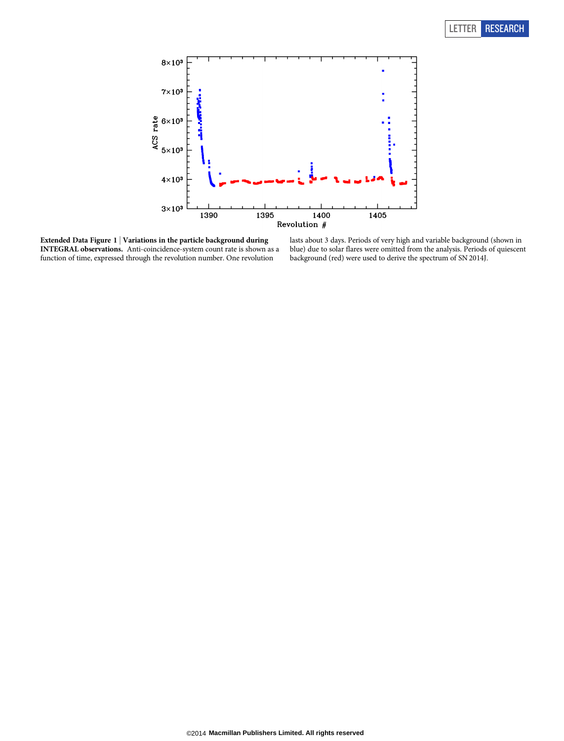**Extended Data Figure 1 | Variations in the particle background during INTEGRAL observations.** Anti-coincidence-system count rate is shown as a function of time, expressed through the revolution number. One revolution lasts about 3 days. Periods of very high and variable background (shown in blue) due to solar flares were omitted from the analysis. Periods of quiescent background (red) were used to derive the spectrum of SN 2014J.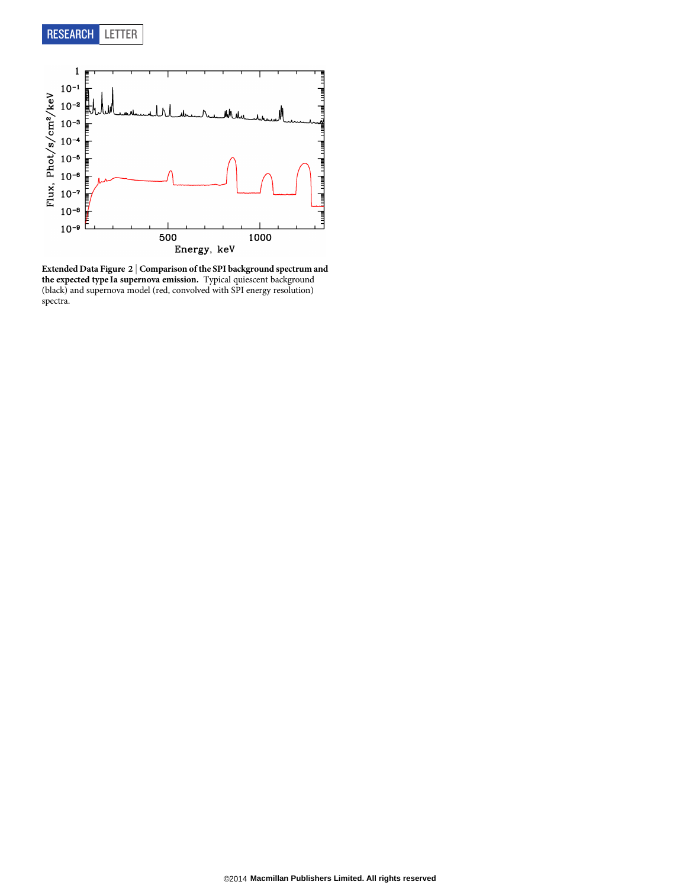**Extended Data Figure 2 | Comparison of the SPI background spectrum and the expected type Ia supernova emission.** Typical quiescent background (black) and supernova model (red, convolved with SPI energy resolution) spectra.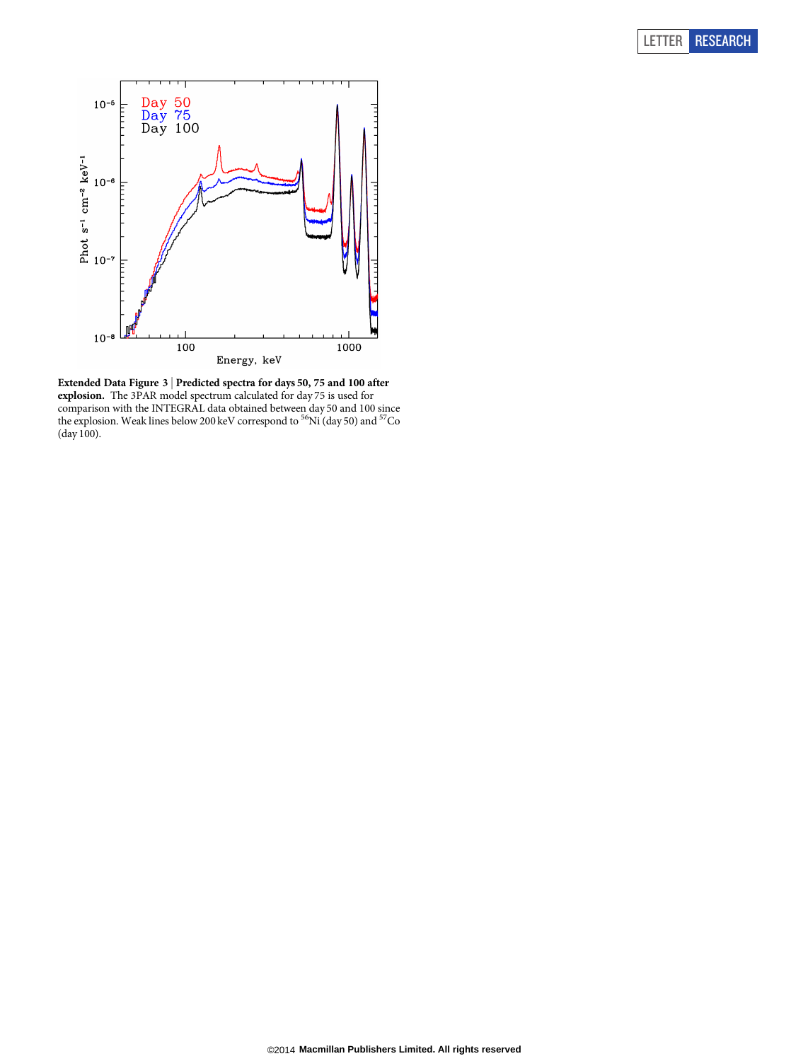**Extended Data Figure 3 | Predicted spectra for days 50, 75 and 100 after explosion.** The 3PAR model spectrum calculated for day 75 is used for comparison with the INTEGRAL data obtained between day 50 and 100 since the explosion. Weak lines below 200 keV correspond to $^{56}$Ni (day 50) and $^{57}$Co (day 100).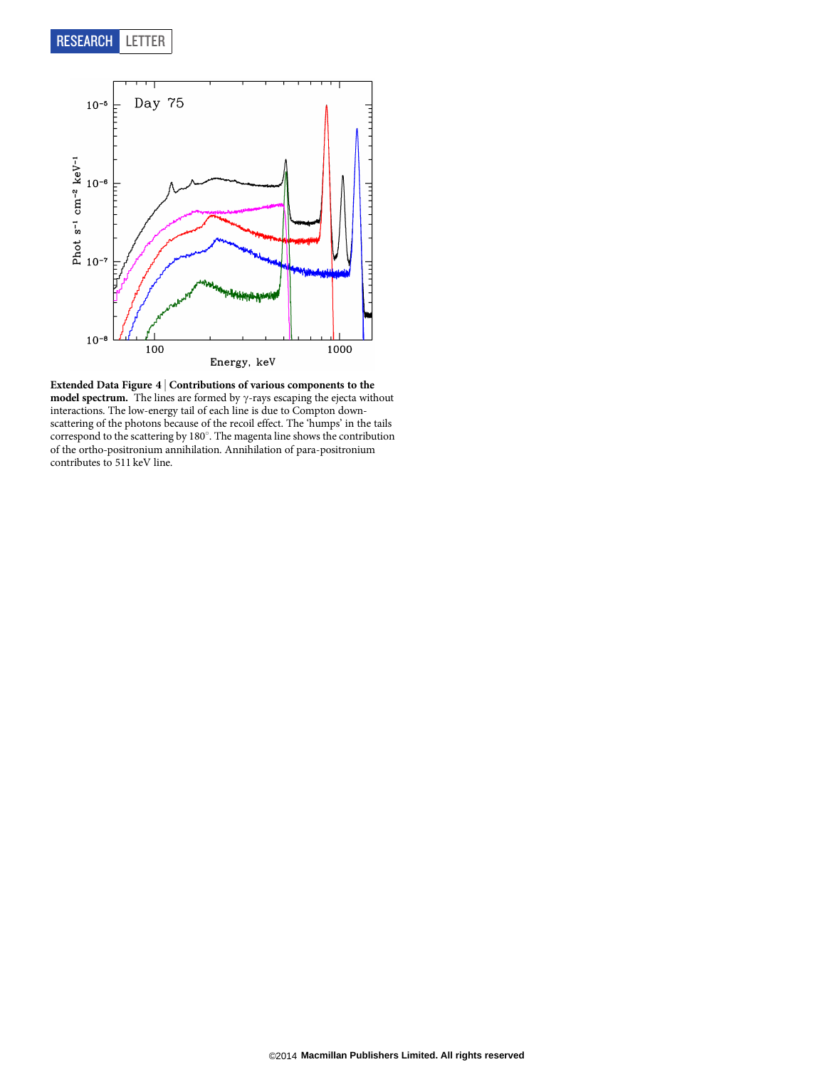**Extended Data Figure 4 | Contributions of various components to the model spectrum.** The lines are formed by γ-rays escaping the ejecta without interactions. The low-energy tail of each line is due to Compton down-scattering of the photons because of the recoil effect. The 'humps' in the tails correspond to the scattering by 180°. The magenta line shows the contribution of the ortho-positronium annihilation. Annihilation of para-positronium contributes to 511 keV line.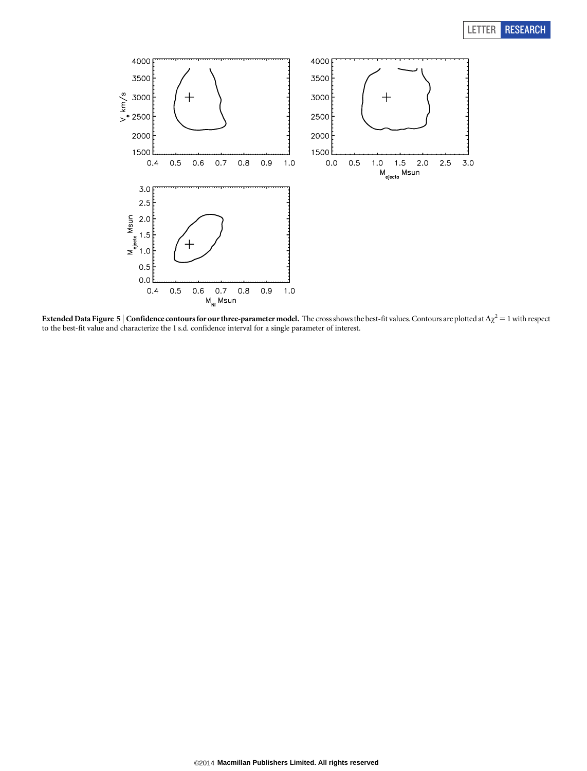**Extended Data Figure 5 | Confidence contours for our three-parameter model.** The cross shows the best-fit values. Contours are plotted at $\Delta\chi^2 = 1$ with respect to the best-fit value and characterize the 1 s.d. confidence interval for a single parameter of interest.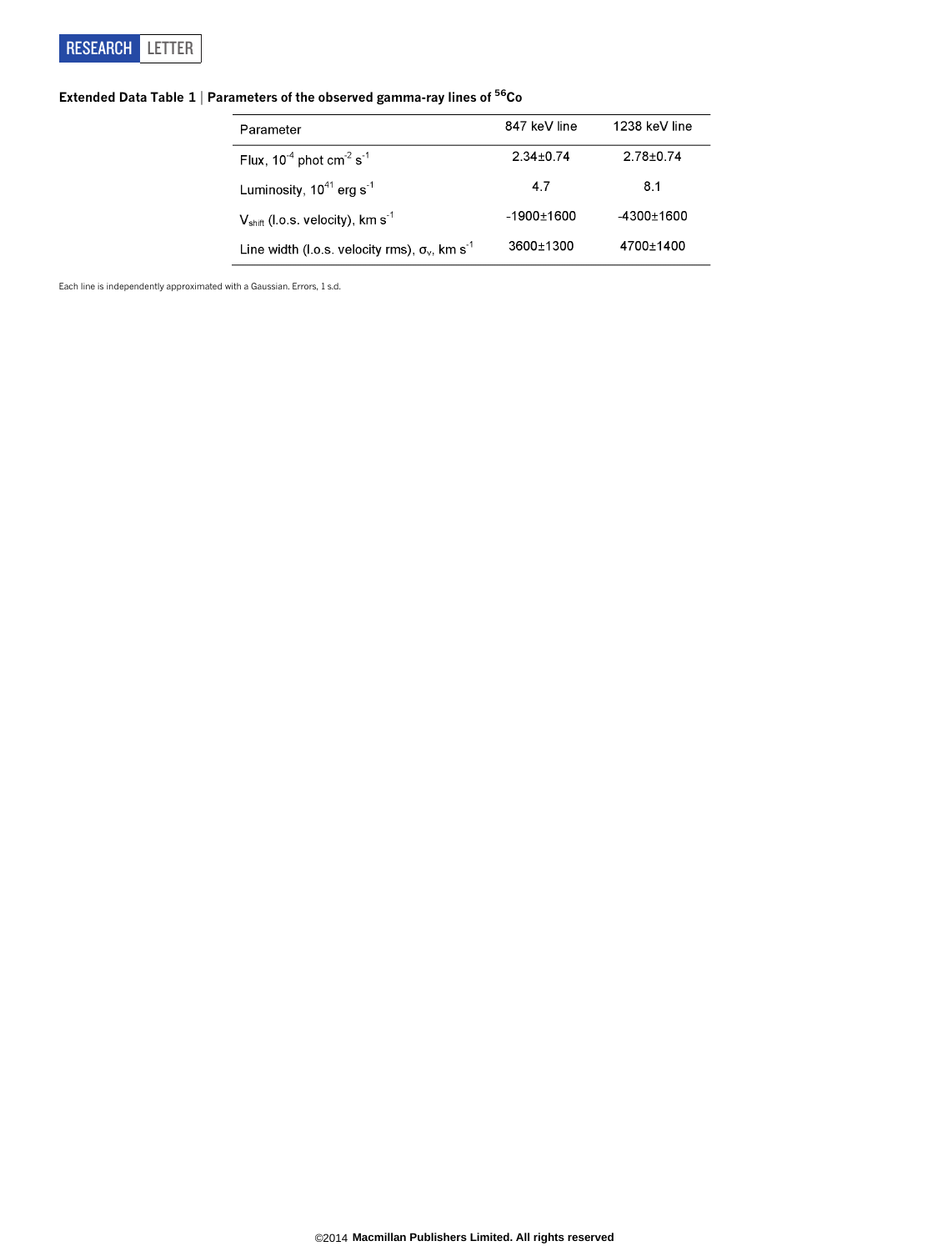**Extended Data Table 1 | Parameters of the observed gamma-ray lines of $^{56}$Co**

| Parameter | 847 keV line | 1238 keV line |
|---|---|---|
| Flux, $10^{-4}$ phot cm$^{-2}$ s$^{-1}$ | 2.34±0.74 | 2.78±0.74 |
| Luminosity, $10^{41}$ erg s$^{-1}$ | 4.7 | 8.1 |
| $V_{shift}$ (l.o.s. velocity), km s$^{-1}$ | -1900±1600 | -4300±1600 |
| Line width (l.o.s. velocity rms), $\sigma_v$, km s$^{-1}$ | 3600±1300 | 4700±1400 |

Each line is independently approximated with a Gaussian. Errors, 1 s.d.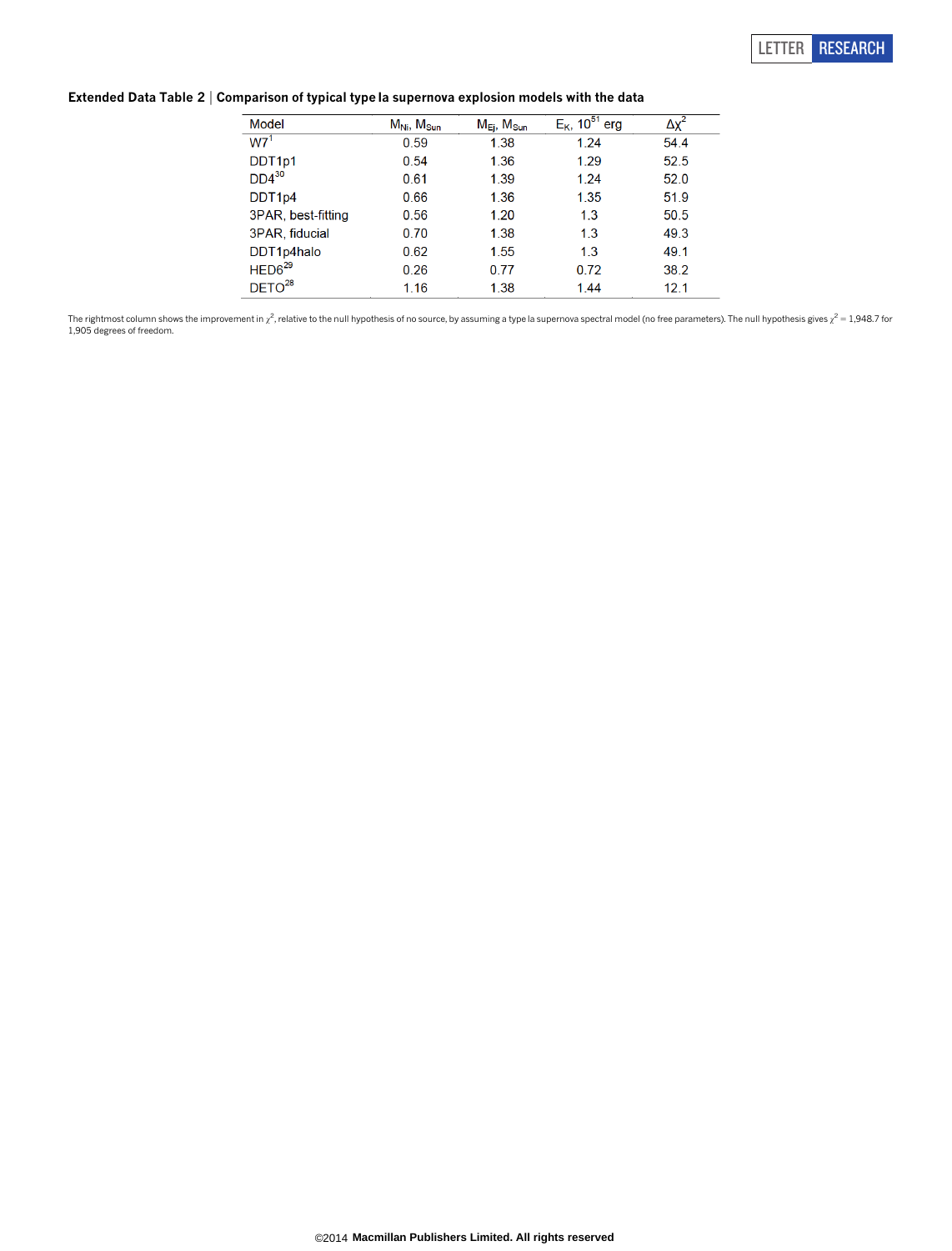**Extended Data Table 2 | Comparison of typical type Ia supernova explosion models with the data**

| Model | $M_{Ni}$, $M_{Sun}$ | $M_{Ej}$, $M_{Sun}$ | $E_K$, $10^{51}$ erg | $\Delta\chi^2$ |
|---|---|---|---|---|
| W7[1] | 0.59 | 1.38 | 1.24 | 54.4 |
| DDT1p1 | 0.54 | 1.36 | 1.29 | 52.5 |
| DD4[30] | 0.61 | 1.39 | 1.24 | 52.0 |
| DDT1p4 | 0.66 | 1.36 | 1.35 | 51.9 |
| 3PAR, best-fitting | 0.56 | 1.20 | 1.3 | 50.5 |
| 3PAR, fiducial | 0.70 | 1.38 | 1.3 | 49.3 |
| DDT1p4halo | 0.62 | 1.55 | 1.3 | 49.1 |
| HED6[29] | 0.26 | 0.77 | 0.72 | 38.2 |
| DETO[28] | 1.16 | 1.38 | 1.44 | 12.1 |

The rightmost column shows the improvement in $\chi^2$, relative to the null hypothesis of no source, by assuming a type Ia supernova spectral model (no free parameters). The null hypothesis gives $\chi^2 = 1{,}948.7$ for 1,905 degrees of freedom.